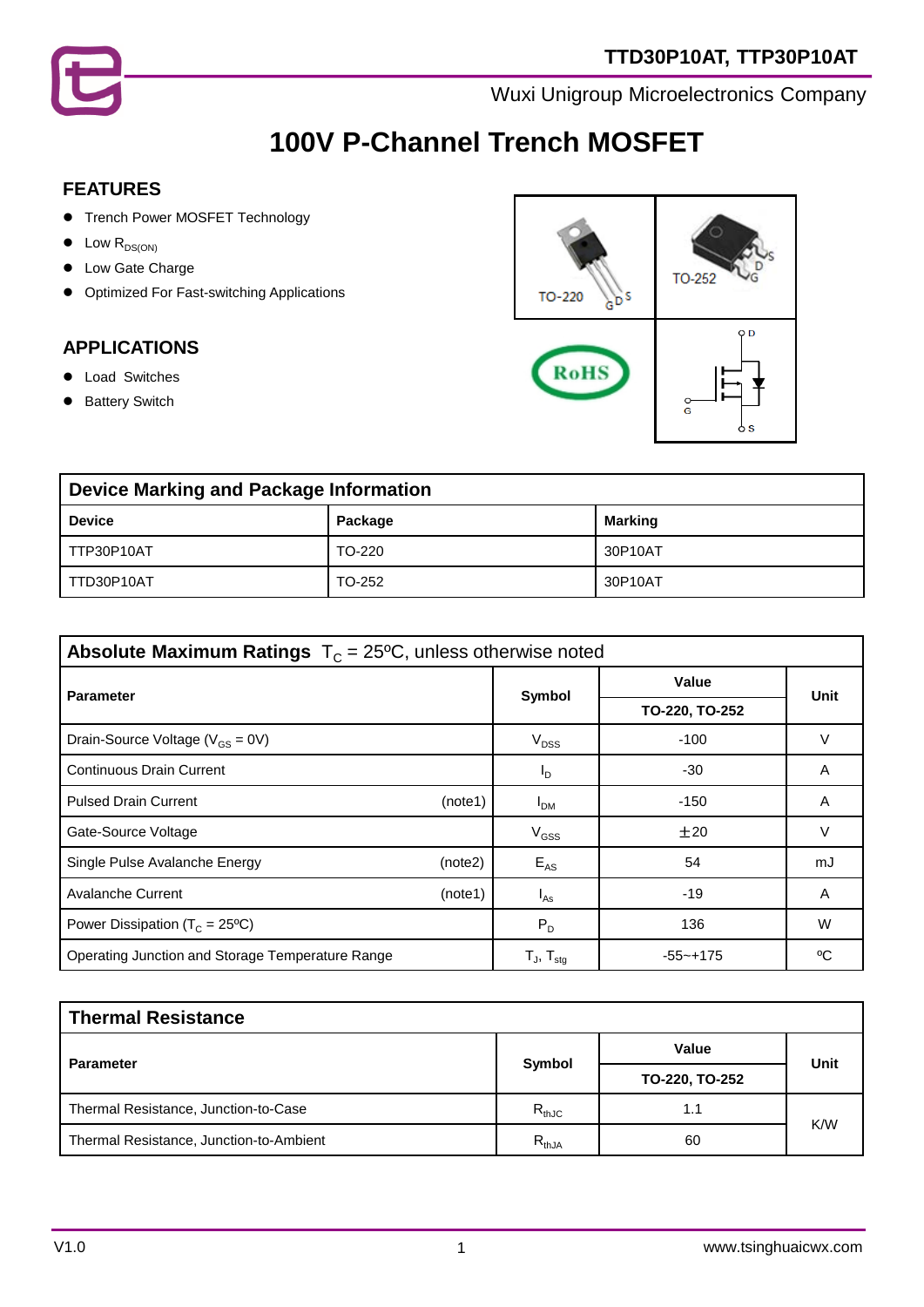TTD30P10AT, TTP30P10AT

Wuxi Unigroup Microelectronics Company

# 100V P-Channel Trench MOSFET

## FEATURES

- Trench Power MOSFET Technology
- Low $R_{DS(ON)}$
- Low Gate Charge
- Optimized For Fast-switching Applications

## APPLICATIONS

- Load Switches
- Battery Switch

| Device Marking and Package Information | | |
|---|---|---|
| **Device** | **Package** | **Marking** |
| TTP30P10AT | TO-220 | 30P10AT |
| TTD30P10AT | TO-252 | 30P10AT |

**Absolute Maximum Ratings** $T_C$ = 25ºC, unless otherwise noted

| Parameter | | Symbol | Value | Unit |
|---|---|---|---|---|
| | | | TO-220, TO-252 | |
| Drain-Source Voltage ($V_{GS}$ = 0V) | | $V_{DSS}$ | -100 | V |
| Continuous Drain Current | | $I_D$ | -30 | A |
| Pulsed Drain Current | (note1) | $I_{DM}$ | -150 | A |
| Gate-Source Voltage | | $V_{GSS}$ | ±20 | V |
| Single Pulse Avalanche Energy | (note2) | $E_{AS}$ | 54 | mJ |
| Avalanche Current | (note1) | $I_{AS}$ | -19 | A |
| Power Dissipation ($T_C$ = 25ºC) | | $P_D$ | 136 | W |
| Operating Junction and Storage Temperature Range | | $T_J$, $T_{stg}$ | -55~+175 | ºC |

**Thermal Resistance**

| Parameter | Symbol | Value | Unit |
|---|---|---|---|
| | | TO-220, TO-252 | |
| Thermal Resistance, Junction-to-Case | $R_{thJC}$ | 1.1 | K/W |
| Thermal Resistance, Junction-to-Ambient | $R_{thJA}$ | 60 | K/W |

V1.0

www.tsinghuaicwx.com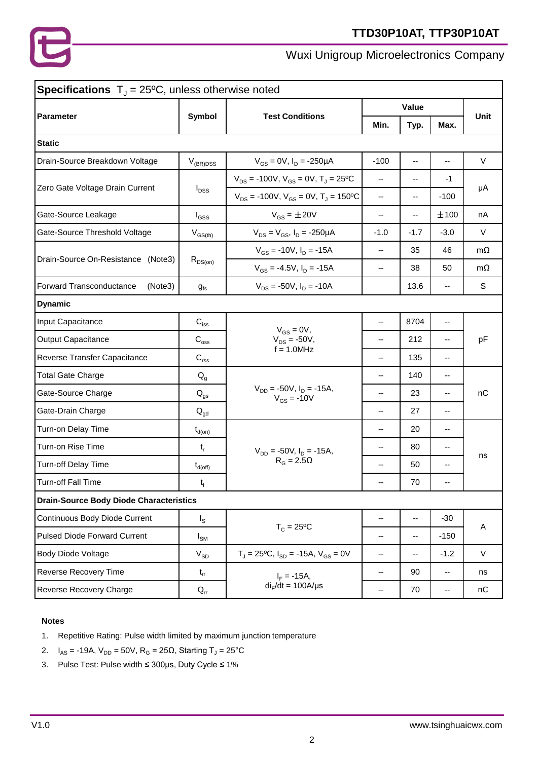## Specifications $T_J$ = 25ºC, unless otherwise noted

| Parameter | Symbol | Test Conditions | Value | | | Unit |
|---|---|---|---|---|---|---|
| | | | Min. | Typ. | Max. | |
| **Static** | | | | | | |
| Drain-Source Breakdown Voltage | $V_{(BR)DSS}$ | $V_{GS}$ = 0V, $I_D$ = -250μA | -100 | -- | -- | V |
| Zero Gate Voltage Drain Current | $I_{DSS}$ | $V_{DS}$ = -100V, $V_{GS}$ = 0V, $T_J$ = 25ºC | -- | -- | -1 | μA |
| | | $V_{DS}$ = -100V, $V_{GS}$ = 0V, $T_J$ = 150ºC | -- | -- | -100 | |
| Gate-Source Leakage | $I_{GSS}$ | $V_{GS}$ = ±20V | -- | -- | ±100 | nA |
| Gate-Source Threshold Voltage | $V_{GS(th)}$ | $V_{DS}$ = $V_{GS}$, $I_D$ = -250μA | -1.0 | -1.7 | -3.0 | V |
| Drain-Source On-Resistance (Note3) | $R_{DS(on)}$ | $V_{GS}$ = -10V, $I_D$ = -15A | -- | 35 | 46 | mΩ |
| | | $V_{GS}$ = -4.5V, $I_D$ = -15A | -- | 38 | 50 | mΩ |
| Forward Transconductance (Note3) | $g_{fs}$ | $V_{DS}$ = -50V, $I_D$ = -10A | | 13.6 | -- | S |
| **Dynamic** | | | | | | |
| Input Capacitance | $C_{iss}$ | $V_{GS}$ = 0V, $V_{DS}$ = -50V, f = 1.0MHz | -- | 8704 | -- | pF |
| Output Capacitance | $C_{oss}$ | | -- | 212 | -- | |
| Reverse Transfer Capacitance | $C_{rss}$ | | -- | 135 | -- | |
| Total Gate Charge | $Q_g$ | $V_{DD}$ = -50V, $I_D$ = -15A, $V_{GS}$ = -10V | -- | 140 | -- | nC |
| Gate-Source Charge | $Q_{gs}$ | | -- | 23 | -- | |
| Gate-Drain Charge | $Q_{gd}$ | | -- | 27 | -- | |
| Turn-on Delay Time | $t_{d(on)}$ | $V_{DD}$ = -50V, $I_D$ = -15A, $R_G$ = 2.5Ω | -- | 20 | -- | ns |
| Turn-on Rise Time | $t_r$ | | -- | 80 | -- | |
| Turn-off Delay Time | $t_{d(off)}$ | | -- | 50 | -- | |
| Turn-off Fall Time | $t_f$ | | -- | 70 | -- | |
| **Drain-Source Body Diode Characteristics** | | | | | | |
| Continuous Body Diode Current | $I_S$ | $T_C$ = 25ºC | -- | -- | -30 | A |
| Pulsed Diode Forward Current | $I_{SM}$ | | -- | -- | -150 | |
| Body Diode Voltage | $V_{SD}$ | $T_J$ = 25ºC, $I_{SD}$ = -15A, $V_{GS}$ = 0V | -- | -- | -1.2 | V |
| Reverse Recovery Time | $t_{rr}$ | $I_F$ = -15A, $di_F/dt$ = 100A/μs | -- | 90 | -- | ns |
| Reverse Recovery Charge | $Q_{rr}$ | | -- | 70 | -- | nC |

**Notes**

1. Repetitive Rating: Pulse width limited by maximum junction temperature
2. $I_{AS}$ = -19A, $V_{DD}$ = 50V, $R_G$ = 25Ω, Starting $T_J$ = 25°C
3. Pulse Test: Pulse width ≤ 300μs, Duty Cycle ≤ 1%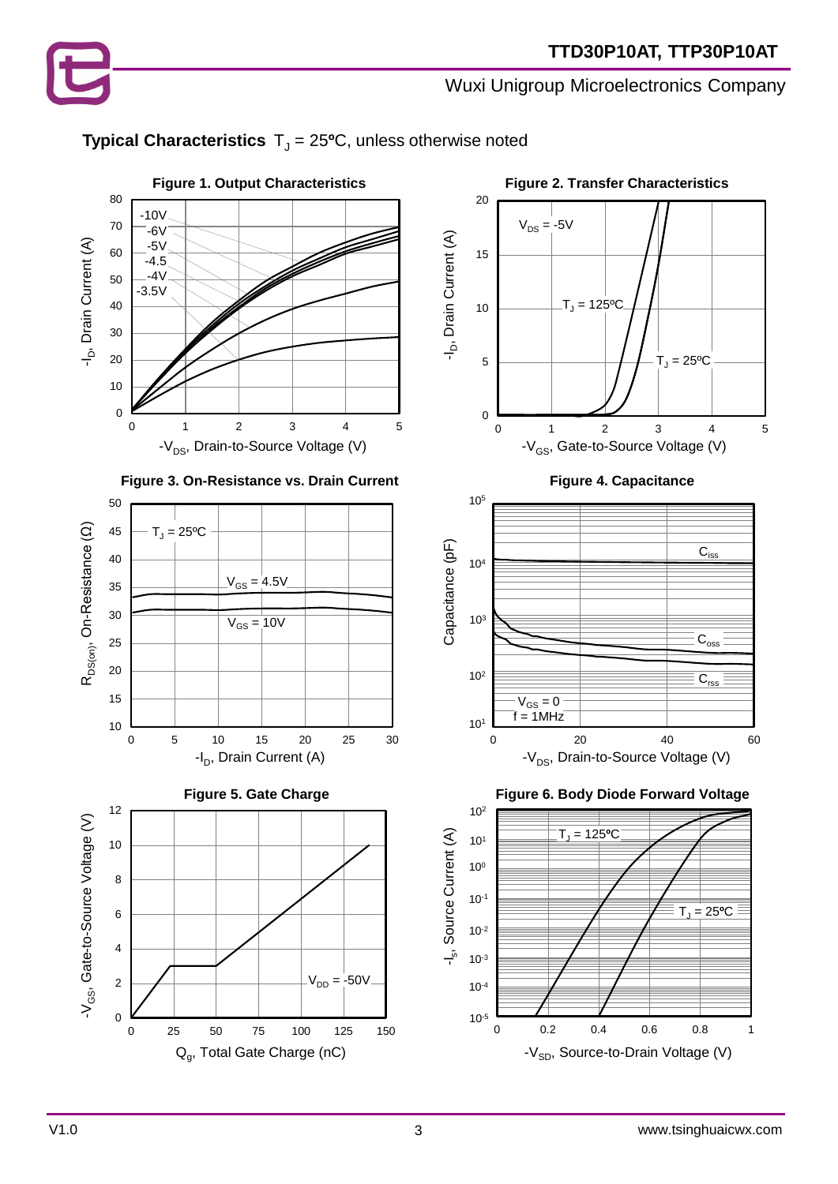## Typical Characteristics $T_J$ = 25ºC, unless otherwise noted

**Figure 1. Output Characteristics**

$-I_D$, Drain Current (A) vs. $-V_{DS}$, Drain-to-Source Voltage (V)

-10V, -6V, -5V, -4.5, -4V, -3.5V

**Figure 2. Transfer Characteristics**

$-I_D$, Drain Current (A) vs. $-V_{GS}$, Gate-to-Source Voltage (V)

$V_{DS}$ = -5V; $T_J$ = 125ºC; $T_J$ = 25ºC

**Figure 3. On-Resistance vs. Drain Current**

$R_{DS(on)}$, On-Resistance (Ω) vs. $-I_D$, Drain Current (A)

$T_J$ = 25ºC; $V_{GS}$ = 4.5V; $V_{GS}$ = 10V

**Figure 4. Capacitance**

Capacitance (pF) vs. $-V_{DS}$, Drain-to-Source Voltage (V)

$C_{iss}$; $C_{oss}$; $C_{rss}$; $V_{GS}$ = 0, f = 1MHz

**Figure 5. Gate Charge**

$-V_{GS}$, Gate-to-Source Voltage (V) vs. $Q_g$, Total Gate Charge (nC)

$V_{DD}$ = -50V

**Figure 6. Body Diode Forward Voltage**

$-I_S$, Source Current (A) vs. $-V_{SD}$, Source-to-Drain Voltage (V)

$T_J$ = 125ºC; $T_J$ = 25ºC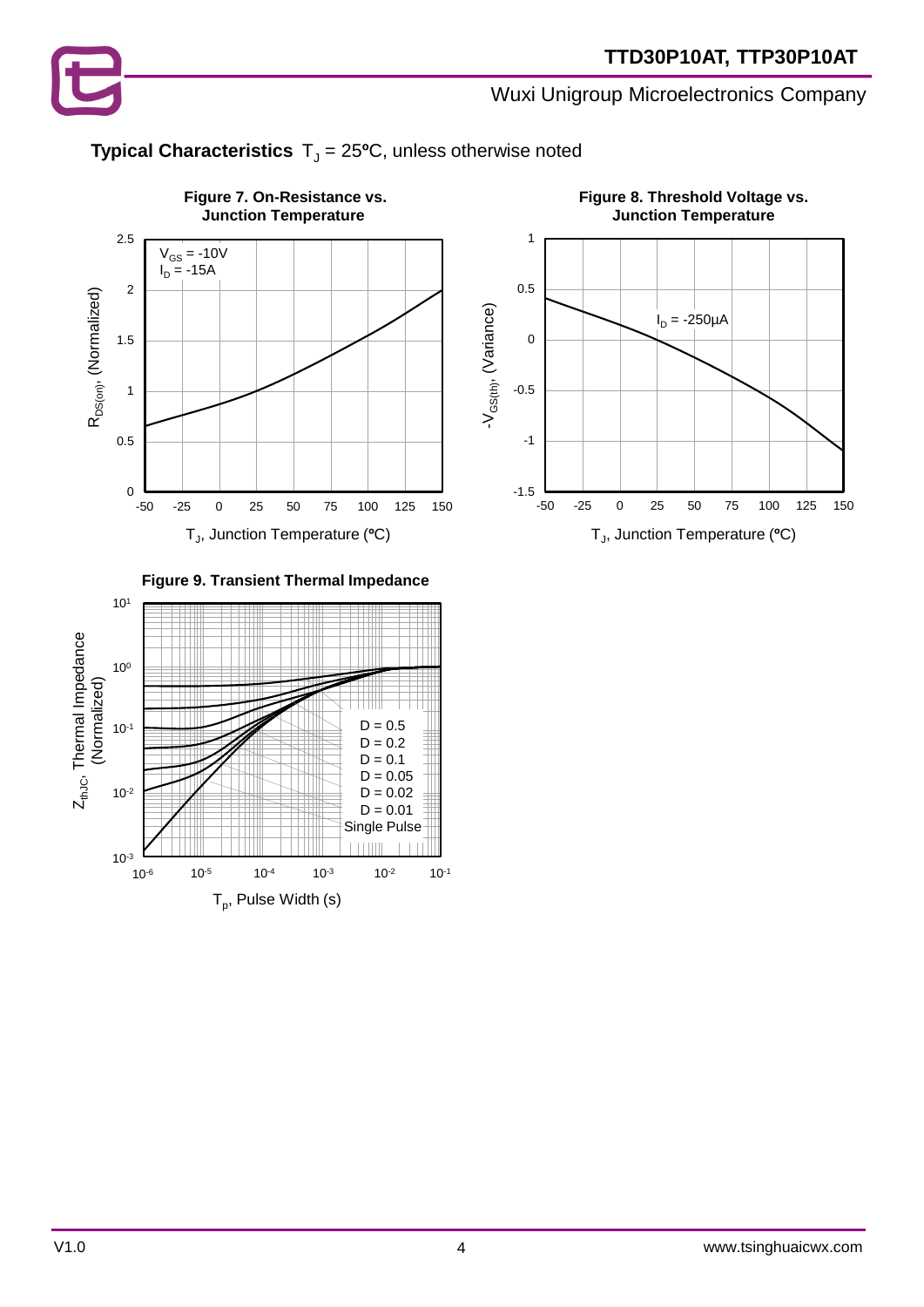**Typical Characteristics** $T_J$ = 25°C, unless otherwise noted

**Figure 7. On-Resistance vs. Junction Temperature**

$V_{GS}$ = -10V
$I_D$ = -15A

$R_{DS(on)}$, (Normalized)

$T_J$, Junction Temperature (°C)

**Figure 8. Threshold Voltage vs. Junction Temperature**

$I_D$ = -250µA

$-V_{GS(th)}$, (Variance)

$T_J$, Junction Temperature (°C)

**Figure 9. Transient Thermal Impedance**

D = 0.5
D = 0.2
D = 0.1
D = 0.05
D = 0.02
D = 0.01
Single Pulse

$Z_{thJC}$, Thermal Impedance (Normalized)

$T_p$, Pulse Width (s)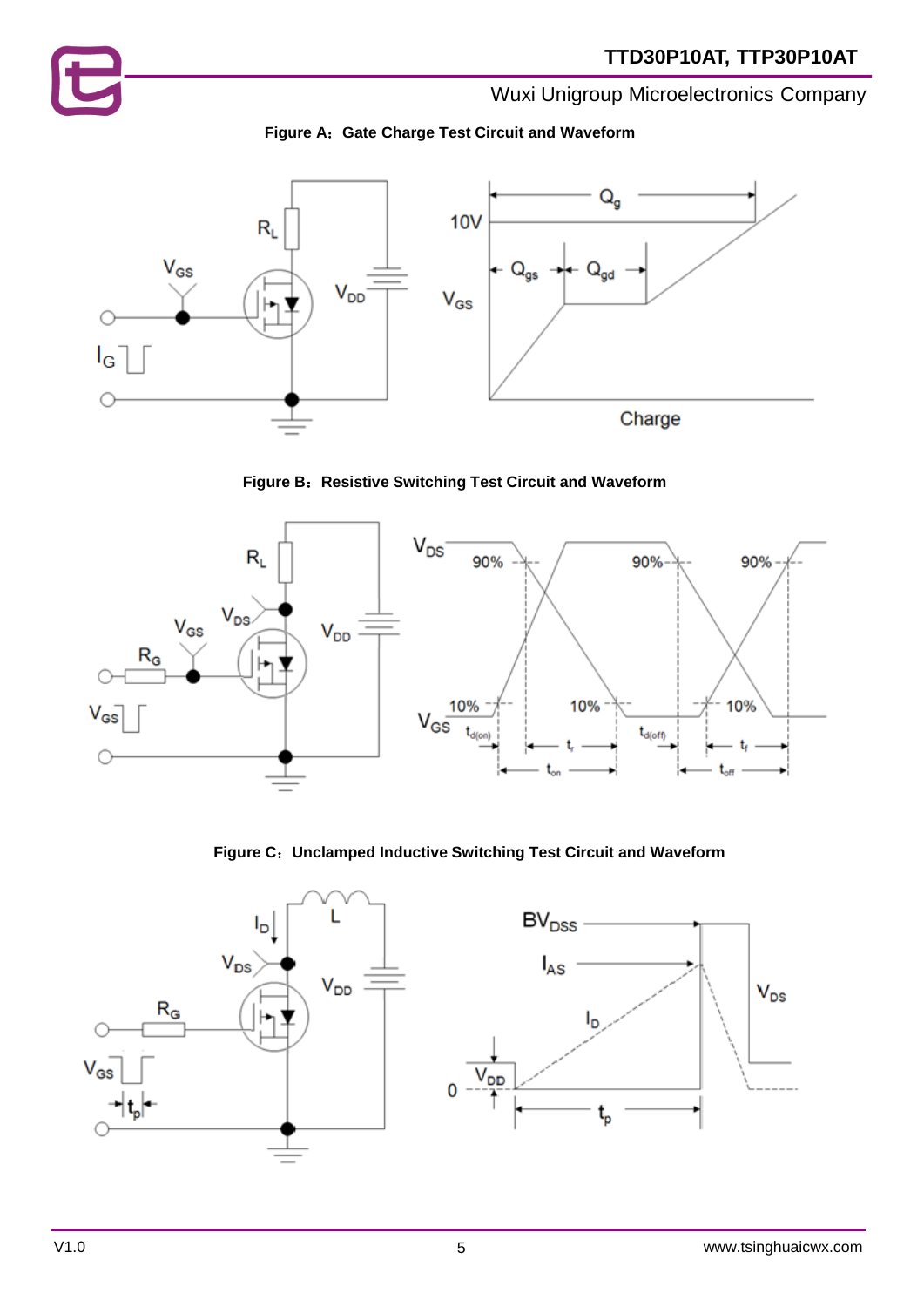Figure A：Gate Charge Test Circuit and Waveform

Figure B：Resistive Switching Test Circuit and Waveform

Figure C：Unclamped Inductive Switching Test Circuit and Waveform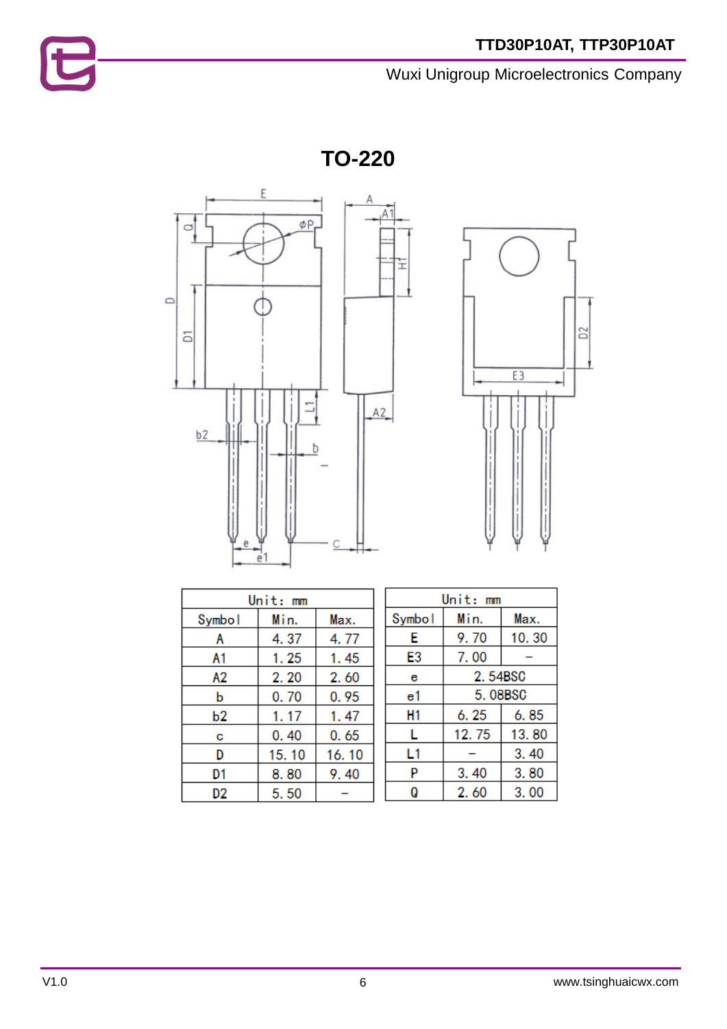# TO-220

| Unit: mm | | |
|---|---|---|
| Symbol | Min. | Max. |
| A | 4.37 | 4.77 |
| A1 | 1.25 | 1.45 |
| A2 | 2.20 | 2.60 |
| b | 0.70 | 0.95 |
| b2 | 1.17 | 1.47 |
| c | 0.40 | 0.65 |
| D | 15.10 | 16.10 |
| D1 | 8.80 | 9.40 |
| D2 | 5.50 | – |

| Unit: mm | | |
|---|---|---|
| Symbol | Min. | Max. |
| E | 9.70 | 10.30 |
| E3 | 7.00 | – |
| e | 2.54BSC | |
| e1 | 5.08BSC | |
| H1 | 6.25 | 6.85 |
| L | 12.75 | 13.80 |
| L1 | – | 3.40 |
| P | 3.40 | 3.80 |
| Q | 2.60 | 3.00 |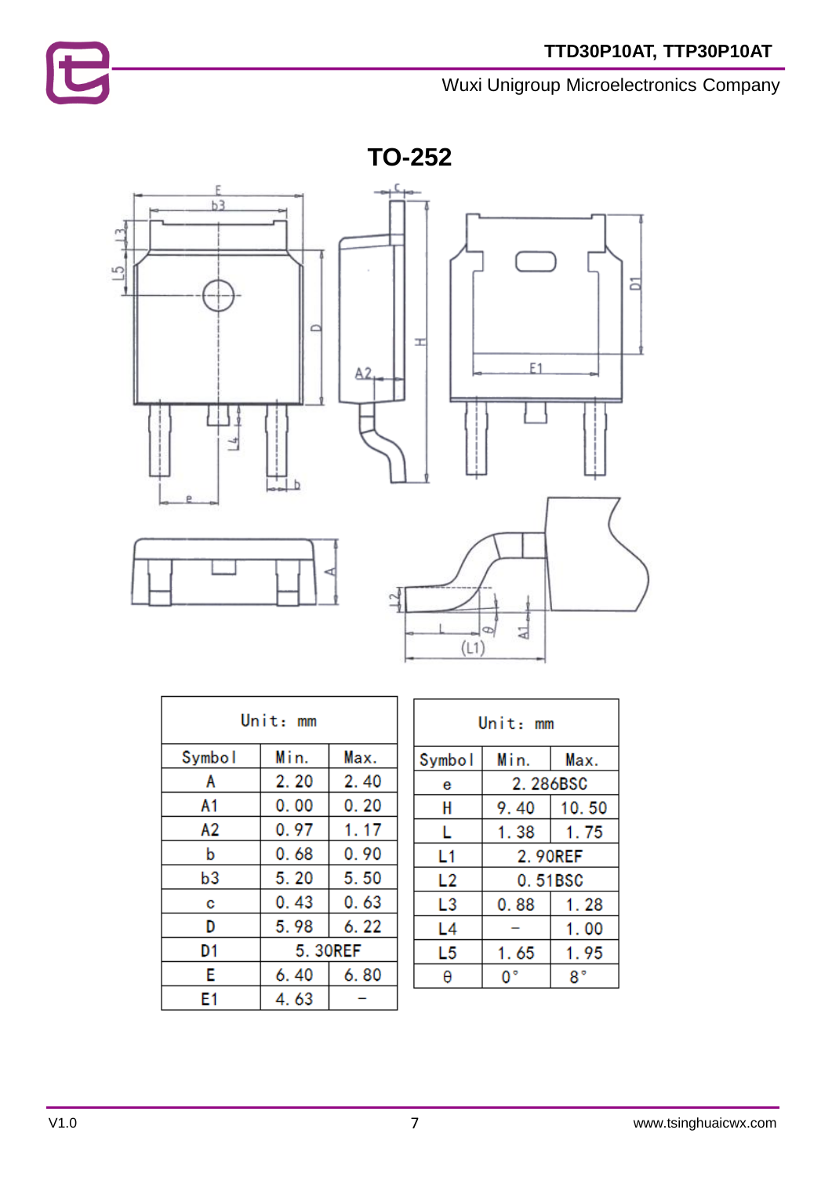# TO-252

| Symbol | Min. | Max. |
|---|---|---|
| A | 2.20 | 2.40 |
| A1 | 0.00 | 0.20 |
| A2 | 0.97 | 1.17 |
| b | 0.68 | 0.90 |
| b3 | 5.20 | 5.50 |
| c | 0.43 | 0.63 |
| D | 5.98 | 6.22 |
| D1 | 5.30REF | |
| E | 6.40 | 6.80 |
| E1 | 4.63 | – |

Unit: mm

| Symbol | Min. | Max. |
|---|---|---|
| e | 2.286BSC | |
| H | 9.40 | 10.50 |
| L | 1.38 | 1.75 |
| L1 | 2.90REF | |
| L2 | 0.51BSC | |
| L3 | 0.88 | 1.28 |
| L4 | – | 1.00 |
| L5 | 1.65 | 1.95 |
| θ | 0° | 8° |

Unit: mm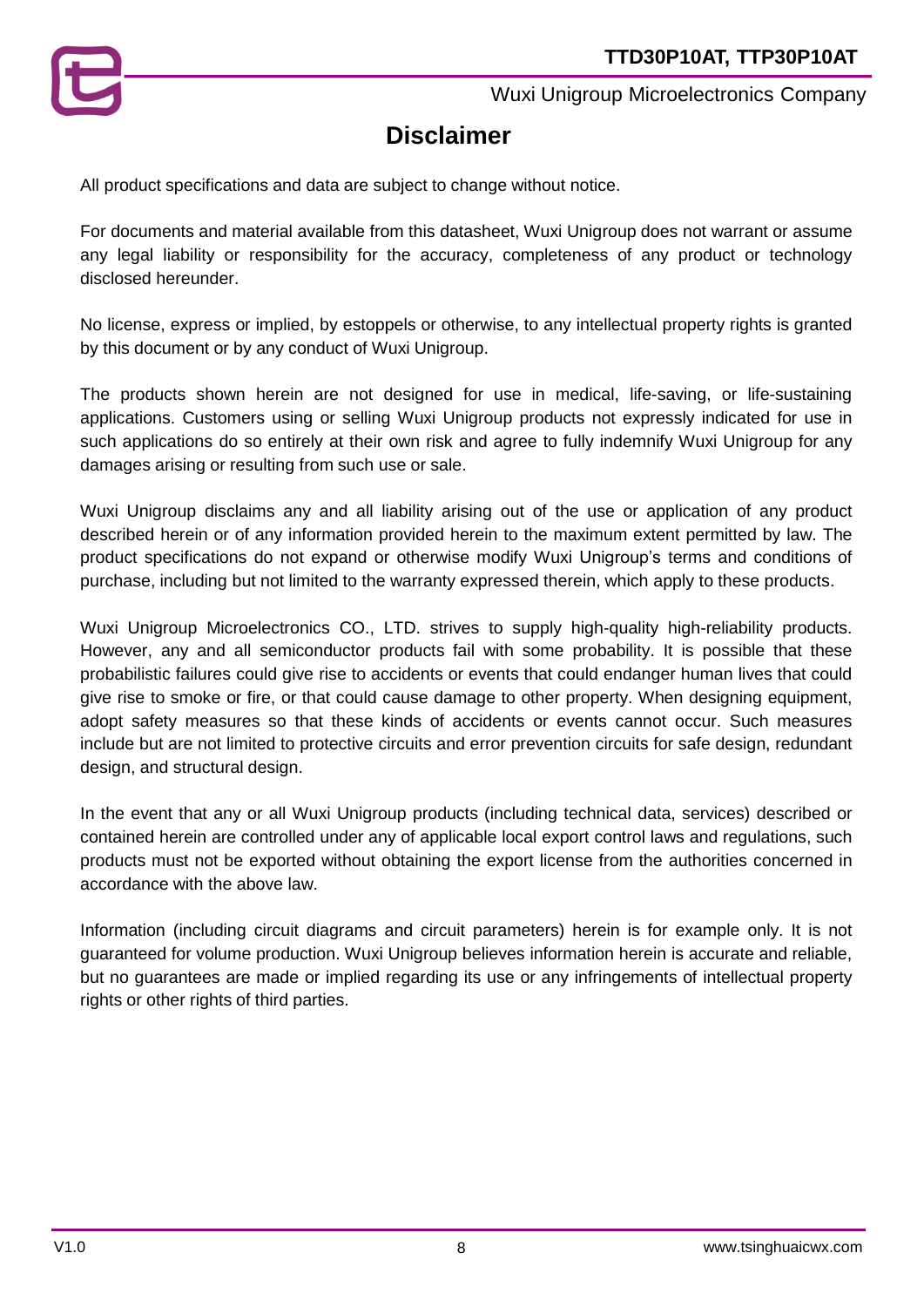# Disclaimer

All product specifications and data are subject to change without notice.

For documents and material available from this datasheet, Wuxi Unigroup does not warrant or assume any legal liability or responsibility for the accuracy, completeness of any product or technology disclosed hereunder.

No license, express or implied, by estoppels or otherwise, to any intellectual property rights is granted by this document or by any conduct of Wuxi Unigroup.

The products shown herein are not designed for use in medical, life-saving, or life-sustaining applications. Customers using or selling Wuxi Unigroup products not expressly indicated for use in such applications do so entirely at their own risk and agree to fully indemnify Wuxi Unigroup for any damages arising or resulting from such use or sale.

Wuxi Unigroup disclaims any and all liability arising out of the use or application of any product described herein or of any information provided herein to the maximum extent permitted by law. The product specifications do not expand or otherwise modify Wuxi Unigroup's terms and conditions of purchase, including but not limited to the warranty expressed therein, which apply to these products.

Wuxi Unigroup Microelectronics CO., LTD. strives to supply high-quality high-reliability products. However, any and all semiconductor products fail with some probability. It is possible that these probabilistic failures could give rise to accidents or events that could endanger human lives that could give rise to smoke or fire, or that could cause damage to other property. When designing equipment, adopt safety measures so that these kinds of accidents or events cannot occur. Such measures include but are not limited to protective circuits and error prevention circuits for safe design, redundant design, and structural design.

In the event that any or all Wuxi Unigroup products (including technical data, services) described or contained herein are controlled under any of applicable local export control laws and regulations, such products must not be exported without obtaining the export license from the authorities concerned in accordance with the above law.

Information (including circuit diagrams and circuit parameters) herein is for example only. It is not guaranteed for volume production. Wuxi Unigroup believes information herein is accurate and reliable, but no guarantees are made or implied regarding its use or any infringements of intellectual property rights or other rights of third parties.